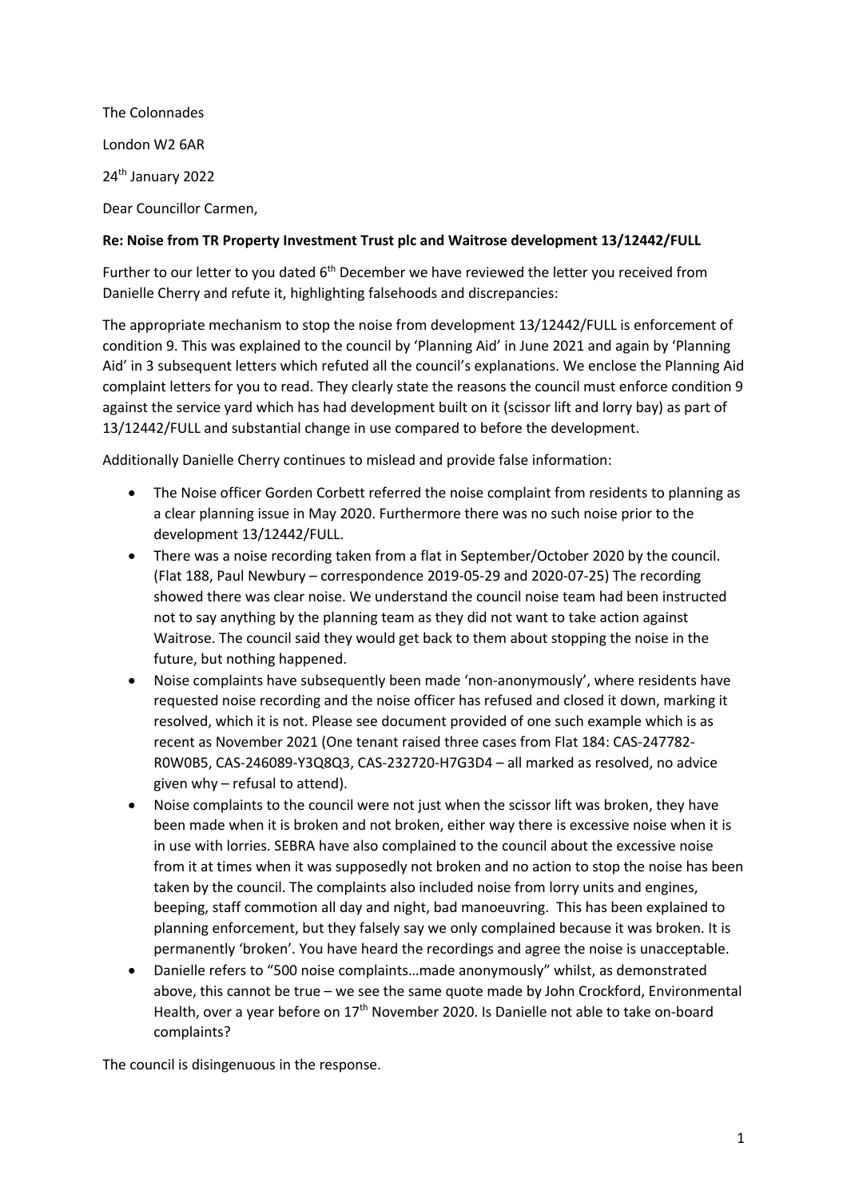The Colonnades

London W2 6AR

24th January 2022

Dear Councillor Carmen,

**Re: Noise from TR Property Investment Trust plc and Waitrose development 13/12442/FULL**

Further to our letter to you dated 6th December we have reviewed the letter you received from Danielle Cherry and refute it, highlighting falsehoods and discrepancies:

The appropriate mechanism to stop the noise from development 13/12442/FULL is enforcement of condition 9. This was explained to the council by 'Planning Aid' in June 2021 and again by 'Planning Aid' in 3 subsequent letters which refuted all the council's explanations. We enclose the Planning Aid complaint letters for you to read. They clearly state the reasons the council must enforce condition 9 against the service yard which has had development built on it (scissor lift and lorry bay) as part of 13/12442/FULL and substantial change in use compared to before the development.

Additionally Danielle Cherry continues to mislead and provide false information:

- The Noise officer Gorden Corbett referred the noise complaint from residents to planning as a clear planning issue in May 2020. Furthermore there was no such noise prior to the development 13/12442/FULL.
- There was a noise recording taken from a flat in September/October 2020 by the council. (Flat 188, Paul Newbury – correspondence 2019-05-29 and 2020-07-25) The recording showed there was clear noise. We understand the council noise team had been instructed not to say anything by the planning team as they did not want to take action against Waitrose. The council said they would get back to them about stopping the noise in the future, but nothing happened.
- Noise complaints have subsequently been made 'non-anonymously', where residents have requested noise recording and the noise officer has refused and closed it down, marking it resolved, which it is not. Please see document provided of one such example which is as recent as November 2021 (One tenant raised three cases from Flat 184: CAS-247782-R0W0B5, CAS-246089-Y3Q8Q3, CAS-232720-H7G3D4 – all marked as resolved, no advice given why – refusal to attend).
- Noise complaints to the council were not just when the scissor lift was broken, they have been made when it is broken and not broken, either way there is excessive noise when it is in use with lorries. SEBRA have also complained to the council about the excessive noise from it at times when it was supposedly not broken and no action to stop the noise has been taken by the council. The complaints also included noise from lorry units and engines, beeping, staff commotion all day and night, bad manoeuvring. This has been explained to planning enforcement, but they falsely say we only complained because it was broken. It is permanently 'broken'. You have heard the recordings and agree the noise is unacceptable.
- Danielle refers to "500 noise complaints…made anonymously" whilst, as demonstrated above, this cannot be true – we see the same quote made by John Crockford, Environmental Health, over a year before on 17th November 2020. Is Danielle not able to take on-board complaints?

The council is disingenuous in the response.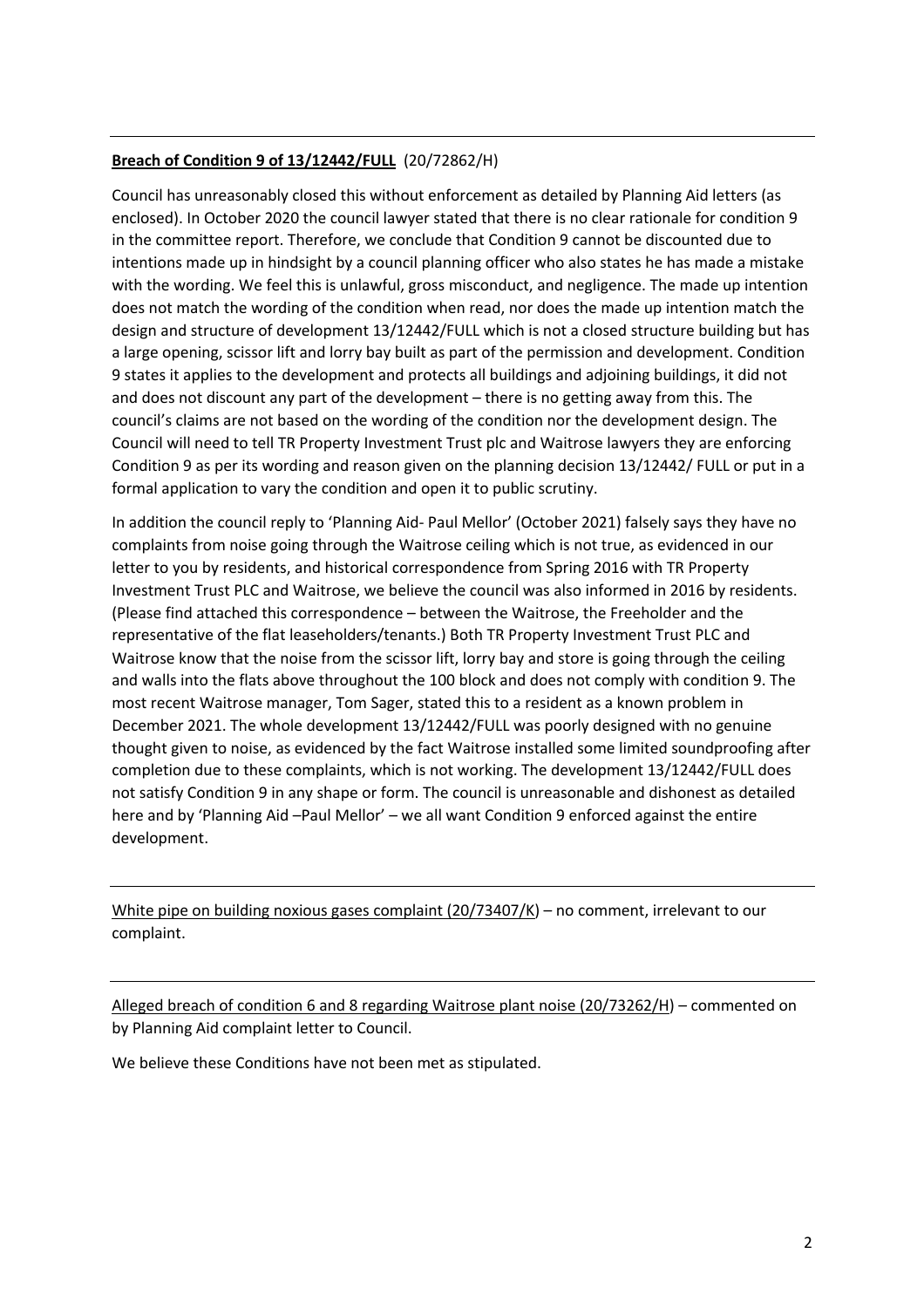**Breach of Condition 9 of 13/12442/FULL** (20/72862/H)

Council has unreasonably closed this without enforcement as detailed by Planning Aid letters (as enclosed). In October 2020 the council lawyer stated that there is no clear rationale for condition 9 in the committee report. Therefore, we conclude that Condition 9 cannot be discounted due to intentions made up in hindsight by a council planning officer who also states he has made a mistake with the wording. We feel this is unlawful, gross misconduct, and negligence. The made up intention does not match the wording of the condition when read, nor does the made up intention match the design and structure of development 13/12442/FULL which is not a closed structure building but has a large opening, scissor lift and lorry bay built as part of the permission and development. Condition 9 states it applies to the development and protects all buildings and adjoining buildings, it did not and does not discount any part of the development – there is no getting away from this. The council's claims are not based on the wording of the condition nor the development design. The Council will need to tell TR Property Investment Trust plc and Waitrose lawyers they are enforcing Condition 9 as per its wording and reason given on the planning decision 13/12442/ FULL or put in a formal application to vary the condition and open it to public scrutiny.

In addition the council reply to 'Planning Aid- Paul Mellor' (October 2021) falsely says they have no complaints from noise going through the Waitrose ceiling which is not true, as evidenced in our letter to you by residents, and historical correspondence from Spring 2016 with TR Property Investment Trust PLC and Waitrose, we believe the council was also informed in 2016 by residents. (Please find attached this correspondence – between the Waitrose, the Freeholder and the representative of the flat leaseholders/tenants.) Both TR Property Investment Trust PLC and Waitrose know that the noise from the scissor lift, lorry bay and store is going through the ceiling and walls into the flats above throughout the 100 block and does not comply with condition 9. The most recent Waitrose manager, Tom Sager, stated this to a resident as a known problem in December 2021. The whole development 13/12442/FULL was poorly designed with no genuine thought given to noise, as evidenced by the fact Waitrose installed some limited soundproofing after completion due to these complaints, which is not working. The development 13/12442/FULL does not satisfy Condition 9 in any shape or form. The council is unreasonable and dishonest as detailed here and by 'Planning Aid –Paul Mellor' – we all want Condition 9 enforced against the entire development.

---

<u>White pipe on building noxious gases complaint (20/73407/K)</u> – no comment, irrelevant to our complaint.

---

<u>Alleged breach of condition 6 and 8 regarding Waitrose plant noise (20/73262/H)</u> – commented on by Planning Aid complaint letter to Council.

We believe these Conditions have not been met as stipulated.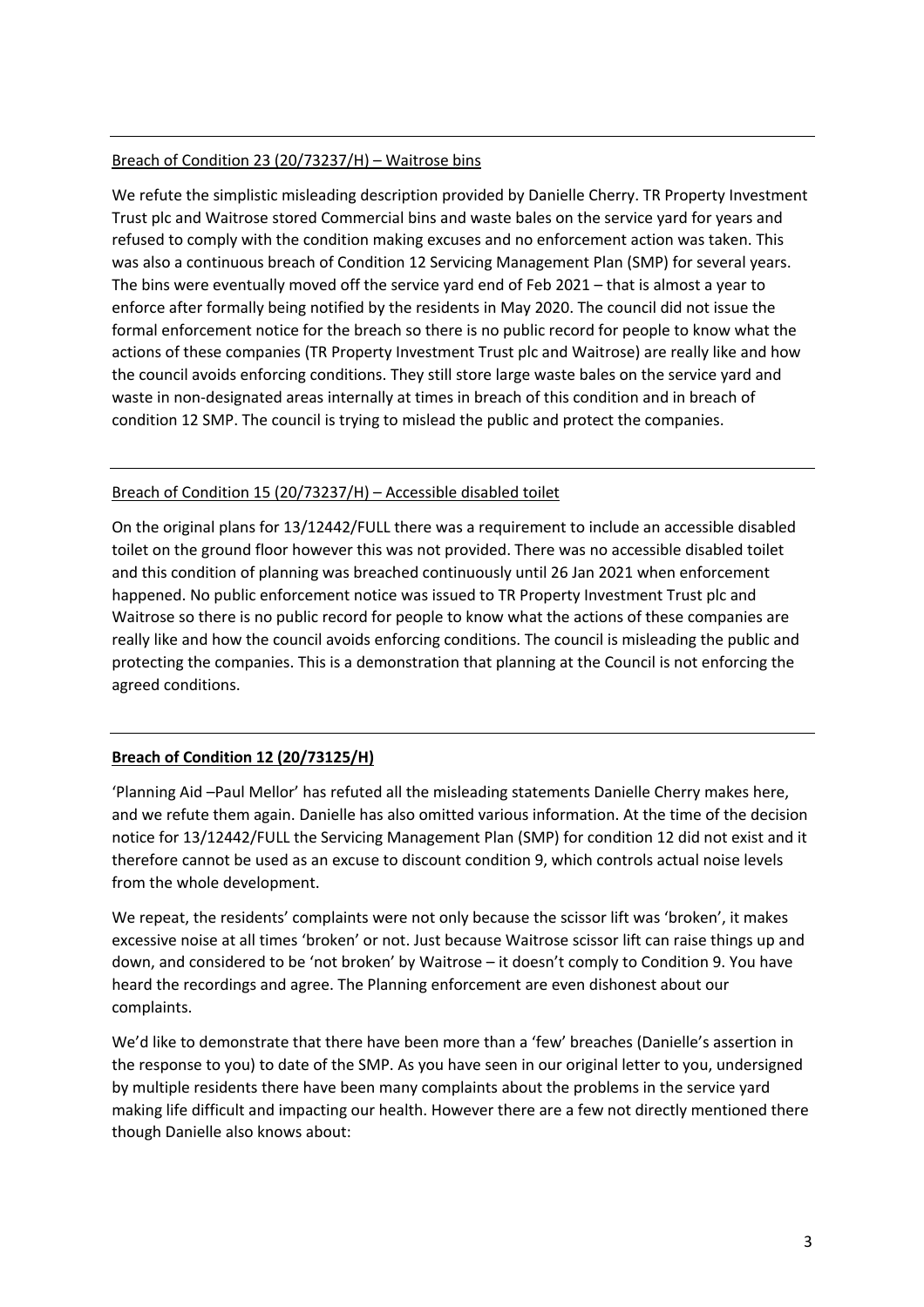---

<u>Breach of Condition 23 (20/73237/H) – Waitrose bins</u>

We refute the simplistic misleading description provided by Danielle Cherry. TR Property Investment Trust plc and Waitrose stored Commercial bins and waste bales on the service yard for years and refused to comply with the condition making excuses and no enforcement action was taken. This was also a continuous breach of Condition 12 Servicing Management Plan (SMP) for several years. The bins were eventually moved off the service yard end of Feb 2021 – that is almost a year to enforce after formally being notified by the residents in May 2020. The council did not issue the formal enforcement notice for the breach so there is no public record for people to know what the actions of these companies (TR Property Investment Trust plc and Waitrose) are really like and how the council avoids enforcing conditions. They still store large waste bales on the service yard and waste in non-designated areas internally at times in breach of this condition and in breach of condition 12 SMP. The council is trying to mislead the public and protect the companies.

---

<u>Breach of Condition 15 (20/73237/H) – Accessible disabled toilet</u>

On the original plans for 13/12442/FULL there was a requirement to include an accessible disabled toilet on the ground floor however this was not provided. There was no accessible disabled toilet and this condition of planning was breached continuously until 26 Jan 2021 when enforcement happened. No public enforcement notice was issued to TR Property Investment Trust plc and Waitrose so there is no public record for people to know what the actions of these companies are really like and how the council avoids enforcing conditions. The council is misleading the public and protecting the companies. This is a demonstration that planning at the Council is not enforcing the agreed conditions.

---

**<u>Breach of Condition 12 (20/73125/H)</u>**

'Planning Aid –Paul Mellor' has refuted all the misleading statements Danielle Cherry makes here, and we refute them again. Danielle has also omitted various information. At the time of the decision notice for 13/12442/FULL the Servicing Management Plan (SMP) for condition 12 did not exist and it therefore cannot be used as an excuse to discount condition 9, which controls actual noise levels from the whole development.

We repeat, the residents' complaints were not only because the scissor lift was 'broken', it makes excessive noise at all times 'broken' or not. Just because Waitrose scissor lift can raise things up and down, and considered to be 'not broken' by Waitrose – it doesn't comply to Condition 9. You have heard the recordings and agree. The Planning enforcement are even dishonest about our complaints.

We'd like to demonstrate that there have been more than a 'few' breaches (Danielle's assertion in the response to you) to date of the SMP. As you have seen in our original letter to you, undersigned by multiple residents there have been many complaints about the problems in the service yard making life difficult and impacting our health. However there are a few not directly mentioned there though Danielle also knows about: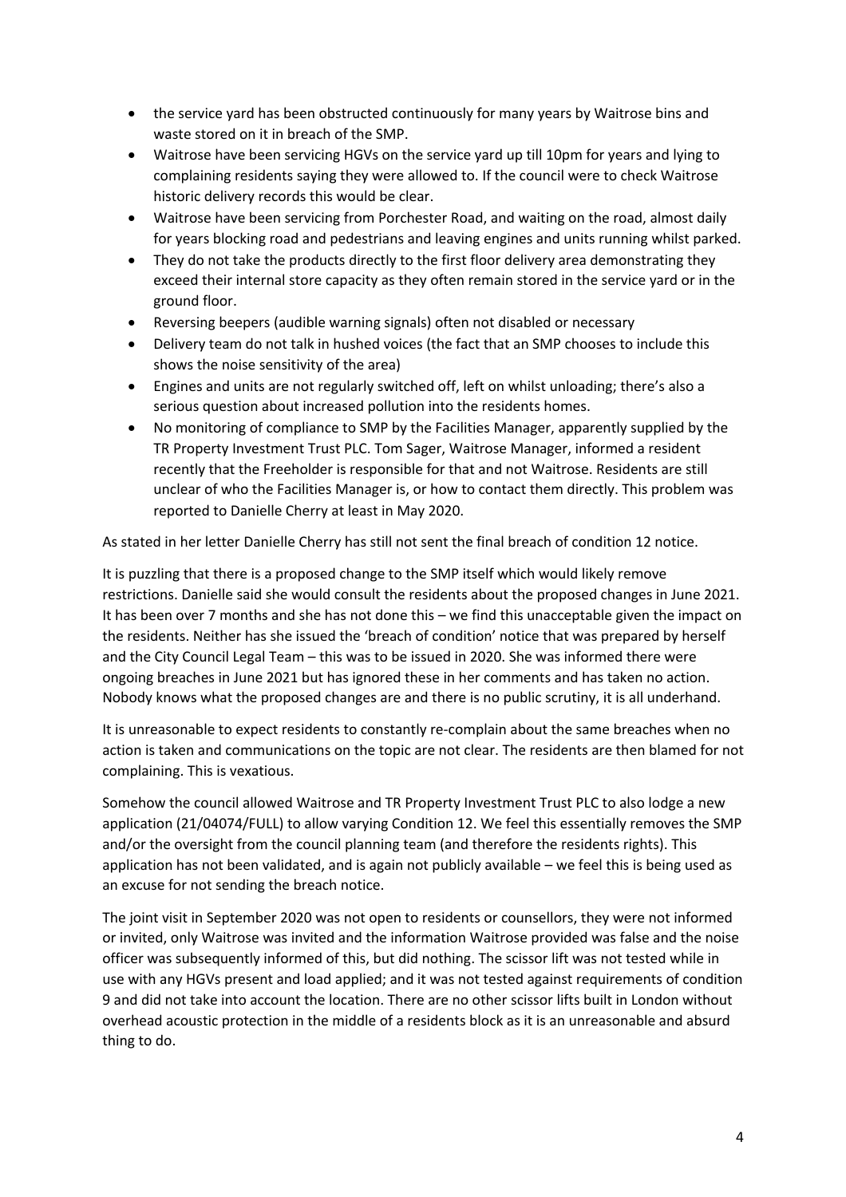- the service yard has been obstructed continuously for many years by Waitrose bins and waste stored on it in breach of the SMP.
- Waitrose have been servicing HGVs on the service yard up till 10pm for years and lying to complaining residents saying they were allowed to. If the council were to check Waitrose historic delivery records this would be clear.
- Waitrose have been servicing from Porchester Road, and waiting on the road, almost daily for years blocking road and pedestrians and leaving engines and units running whilst parked.
- They do not take the products directly to the first floor delivery area demonstrating they exceed their internal store capacity as they often remain stored in the service yard or in the ground floor.
- Reversing beepers (audible warning signals) often not disabled or necessary
- Delivery team do not talk in hushed voices (the fact that an SMP chooses to include this shows the noise sensitivity of the area)
- Engines and units are not regularly switched off, left on whilst unloading; there's also a serious question about increased pollution into the residents homes.
- No monitoring of compliance to SMP by the Facilities Manager, apparently supplied by the TR Property Investment Trust PLC. Tom Sager, Waitrose Manager, informed a resident recently that the Freeholder is responsible for that and not Waitrose. Residents are still unclear of who the Facilities Manager is, or how to contact them directly. This problem was reported to Danielle Cherry at least in May 2020.

As stated in her letter Danielle Cherry has still not sent the final breach of condition 12 notice.

It is puzzling that there is a proposed change to the SMP itself which would likely remove restrictions. Danielle said she would consult the residents about the proposed changes in June 2021. It has been over 7 months and she has not done this – we find this unacceptable given the impact on the residents. Neither has she issued the 'breach of condition' notice that was prepared by herself and the City Council Legal Team – this was to be issued in 2020. She was informed there were ongoing breaches in June 2021 but has ignored these in her comments and has taken no action. Nobody knows what the proposed changes are and there is no public scrutiny, it is all underhand.

It is unreasonable to expect residents to constantly re-complain about the same breaches when no action is taken and communications on the topic are not clear. The residents are then blamed for not complaining. This is vexatious.

Somehow the council allowed Waitrose and TR Property Investment Trust PLC to also lodge a new application (21/04074/FULL) to allow varying Condition 12. We feel this essentially removes the SMP and/or the oversight from the council planning team (and therefore the residents rights). This application has not been validated, and is again not publicly available – we feel this is being used as an excuse for not sending the breach notice.

The joint visit in September 2020 was not open to residents or counsellors, they were not informed or invited, only Waitrose was invited and the information Waitrose provided was false and the noise officer was subsequently informed of this, but did nothing. The scissor lift was not tested while in use with any HGVs present and load applied; and it was not tested against requirements of condition 9 and did not take into account the location. There are no other scissor lifts built in London without overhead acoustic protection in the middle of a residents block as it is an unreasonable and absurd thing to do.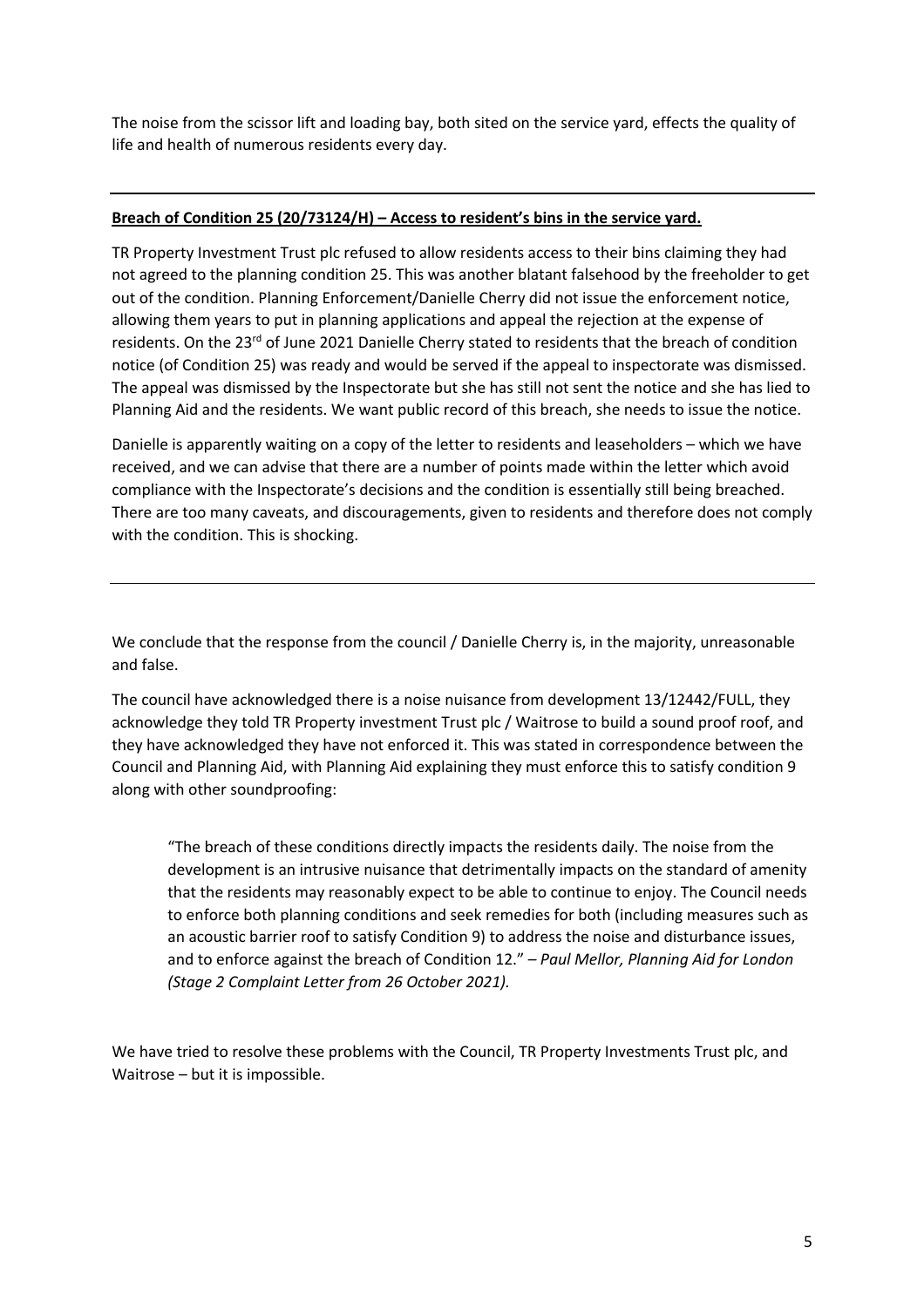The noise from the scissor lift and loading bay, both sited on the service yard, effects the quality of life and health of numerous residents every day.

---

**Breach of Condition 25 (20/73124/H) – Access to resident's bins in the service yard.**

TR Property Investment Trust plc refused to allow residents access to their bins claiming they had not agreed to the planning condition 25. This was another blatant falsehood by the freeholder to get out of the condition. Planning Enforcement/Danielle Cherry did not issue the enforcement notice, allowing them years to put in planning applications and appeal the rejection at the expense of residents. On the 23rd of June 2021 Danielle Cherry stated to residents that the breach of condition notice (of Condition 25) was ready and would be served if the appeal to inspectorate was dismissed. The appeal was dismissed by the Inspectorate but she has still not sent the notice and she has lied to Planning Aid and the residents. We want public record of this breach, she needs to issue the notice.

Danielle is apparently waiting on a copy of the letter to residents and leaseholders – which we have received, and we can advise that there are a number of points made within the letter which avoid compliance with the Inspectorate's decisions and the condition is essentially still being breached. There are too many caveats, and discouragements, given to residents and therefore does not comply with the condition. This is shocking.

---

We conclude that the response from the council / Danielle Cherry is, in the majority, unreasonable and false.

The council have acknowledged there is a noise nuisance from development 13/12442/FULL, they acknowledge they told TR Property investment Trust plc / Waitrose to build a sound proof roof, and they have acknowledged they have not enforced it. This was stated in correspondence between the Council and Planning Aid, with Planning Aid explaining they must enforce this to satisfy condition 9 along with other soundproofing:

> "The breach of these conditions directly impacts the residents daily. The noise from the development is an intrusive nuisance that detrimentally impacts on the standard of amenity that the residents may reasonably expect to be able to continue to enjoy. The Council needs to enforce both planning conditions and seek remedies for both (including measures such as an acoustic barrier roof to satisfy Condition 9) to address the noise and disturbance issues, and to enforce against the breach of Condition 12." – *Paul Mellor, Planning Aid for London (Stage 2 Complaint Letter from 26 October 2021).*

We have tried to resolve these problems with the Council, TR Property Investments Trust plc, and Waitrose – but it is impossible.